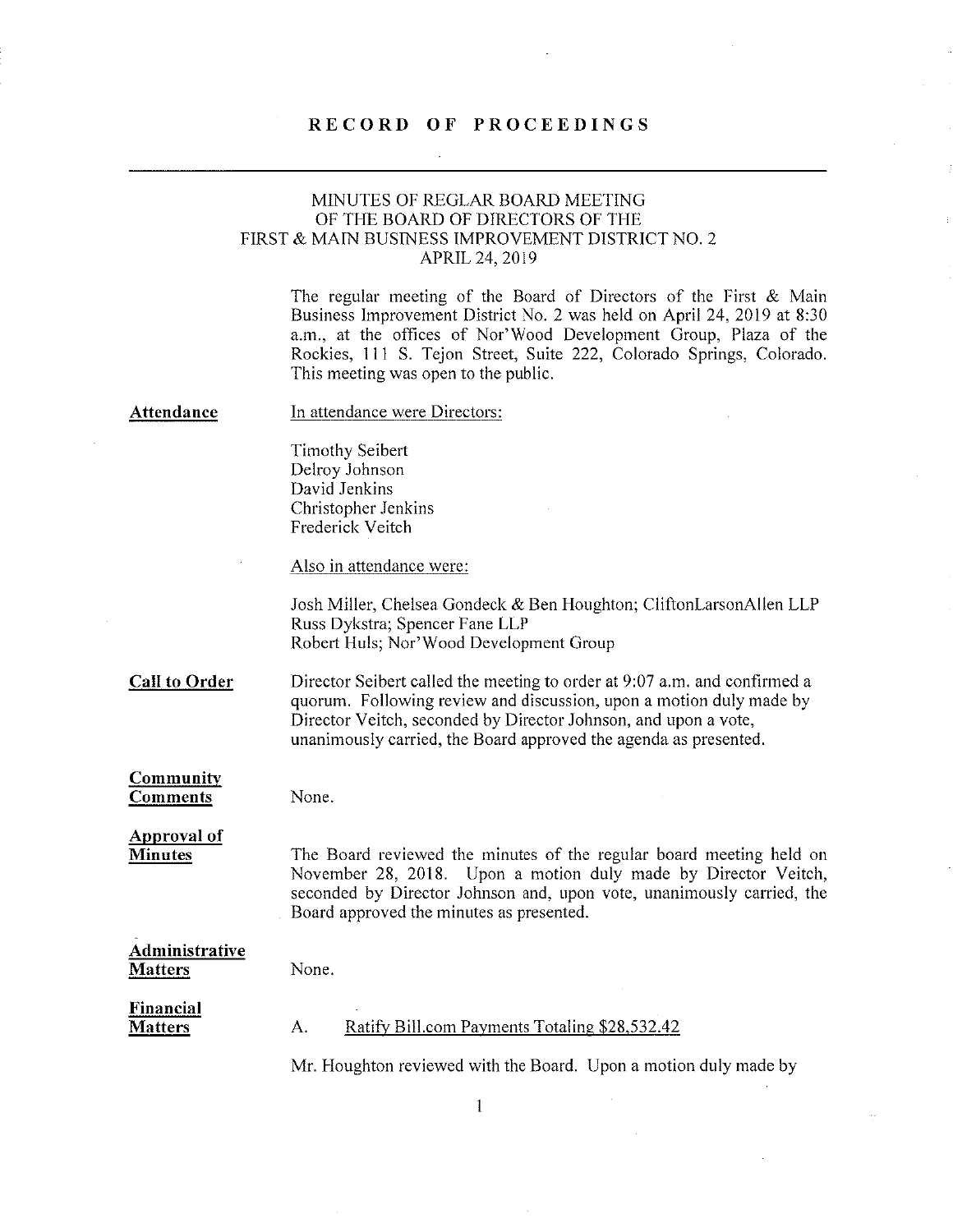# RECORD OF PROCEEDINGS

## MINUTES OF REGLAR BOARD MEETING OF THE BOARD OF DIRECTORS OF THE FIRST & MAIN BUSINESS IMPROVEMENT DISTRICT NO. 2 APRIL 24, 2019

The regular meeting of the Board of Directors of the First & Main Business Improvement District No. 2 was held on April 24, 2019 at 8:30 a.m., at the offices of Nor'Wood Development Group, Plaza of the Rockies, 111 S. Tejon Street, Suite 222, Colorado Springs, Colorado. This meeting was open to the public.

**Attendance**

In attendance were Directors:

Timothy Seibert
Delroy Johnson
David Jenkins
Christopher Jenkins
Frederick Veitch

Also in attendance were:

Josh Miller, Chelsea Gondeck & Ben Houghton; CliftonLarsonAllen LLP
Russ Dykstra; Spencer Fane LLP
Robert Huls; Nor'Wood Development Group

**Call to Order**

Director Seibert called the meeting to order at 9:07 a.m. and confirmed a quorum. Following review and discussion, upon a motion duly made by Director Veitch, seconded by Director Johnson, and upon a vote, unanimously carried, the Board approved the agenda as presented.

**Community Comments**

None.

**Approval of Minutes**

The Board reviewed the minutes of the regular board meeting held on November 28, 2018. Upon a motion duly made by Director Veitch, seconded by Director Johnson and, upon vote, unanimously carried, the Board approved the minutes as presented.

**Administrative Matters**

None.

**Financial Matters**

A. Ratify Bill.com Payments Totaling $28,532.42

Mr. Houghton reviewed with the Board. Upon a motion duly made by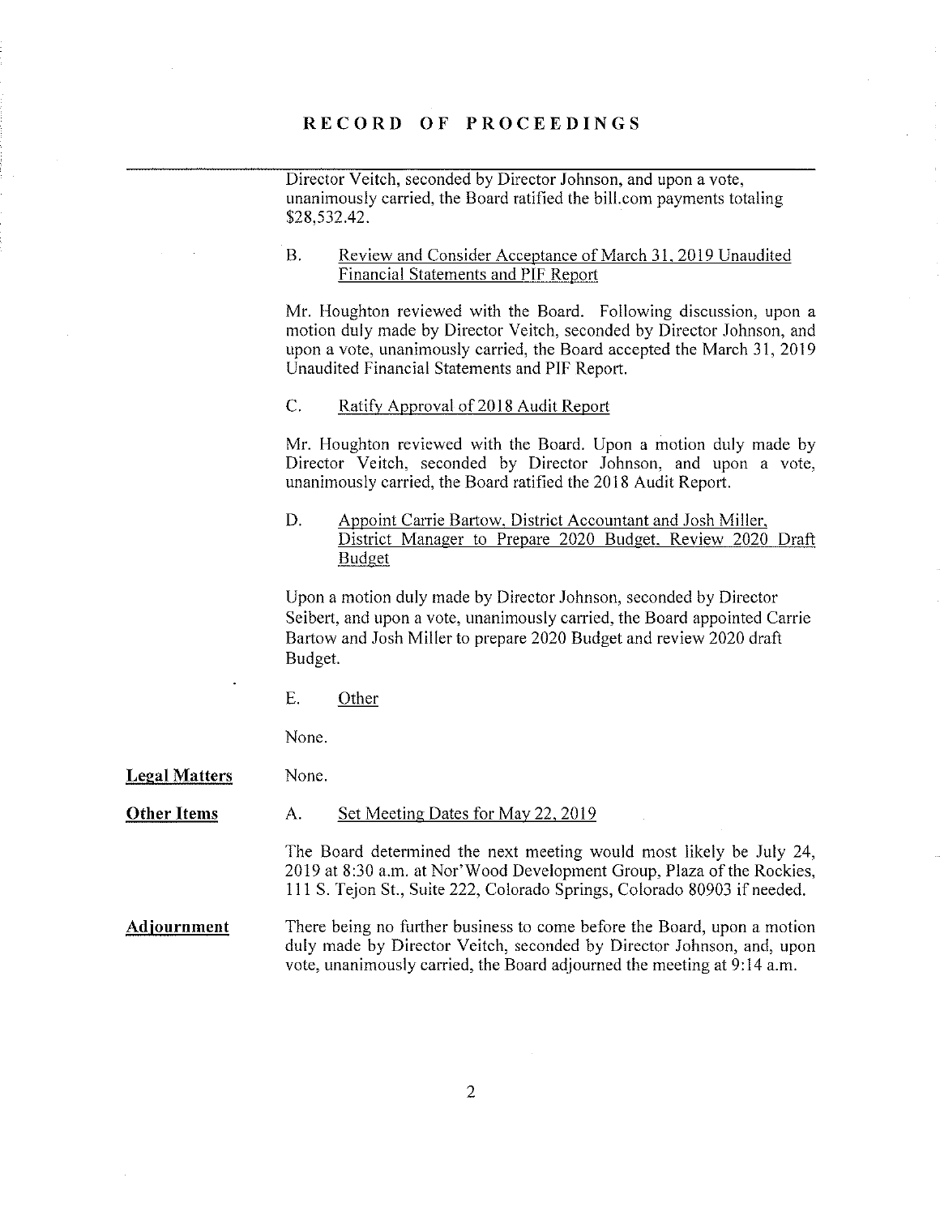# RECORD OF PROCEEDINGS

Director Veitch, seconded by Director Johnson, and upon a vote, unanimously carried, the Board ratified the bill.com payments totaling $28,532.42.

B. Review and Consider Acceptance of March 31, 2019 Unaudited Financial Statements and PIF Report

Mr. Houghton reviewed with the Board. Following discussion, upon a motion duly made by Director Veitch, seconded by Director Johnson, and upon a vote, unanimously carried, the Board accepted the March 31, 2019 Unaudited Financial Statements and PIF Report.

C. Ratify Approval of 2018 Audit Report

Mr. Houghton reviewed with the Board. Upon a motion duly made by Director Veitch, seconded by Director Johnson, and upon a vote, unanimously carried, the Board ratified the 2018 Audit Report.

D. Appoint Carrie Bartow, District Accountant and Josh Miller, District Manager to Prepare 2020 Budget. Review 2020 Draft Budget

Upon a motion duly made by Director Johnson, seconded by Director Seibert, and upon a vote, unanimously carried, the Board appointed Carrie Bartow and Josh Miller to prepare 2020 Budget and review 2020 draft Budget.

E. Other

None.

**Legal Matters**

None.

**Other Items**

A. Set Meeting Dates for May 22, 2019

The Board determined the next meeting would most likely be July 24, 2019 at 8:30 a.m. at Nor'Wood Development Group, Plaza of the Rockies, 111 S. Tejon St., Suite 222, Colorado Springs, Colorado 80903 if needed.

**Adjournment**

There being no further business to come before the Board, upon a motion duly made by Director Veitch, seconded by Director Johnson, and, upon vote, unanimously carried, the Board adjourned the meeting at 9:14 a.m.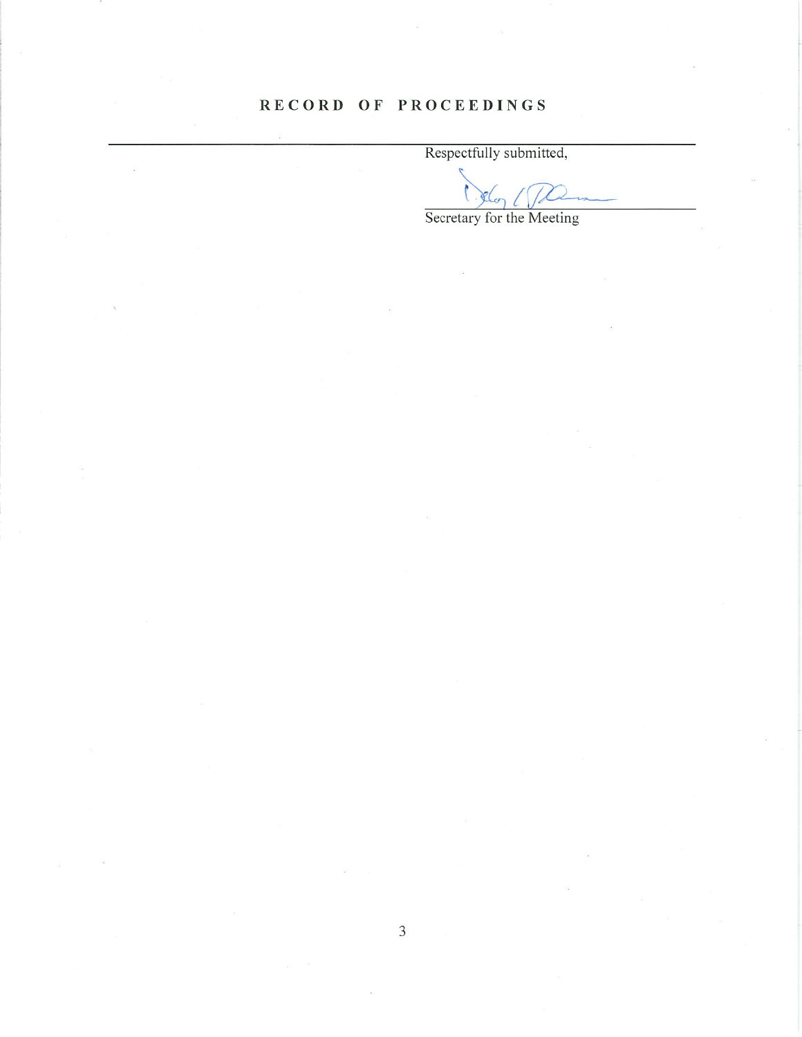RECORD OF PROCEEDINGS

Respectfully submitted,

Secretary for the Meeting